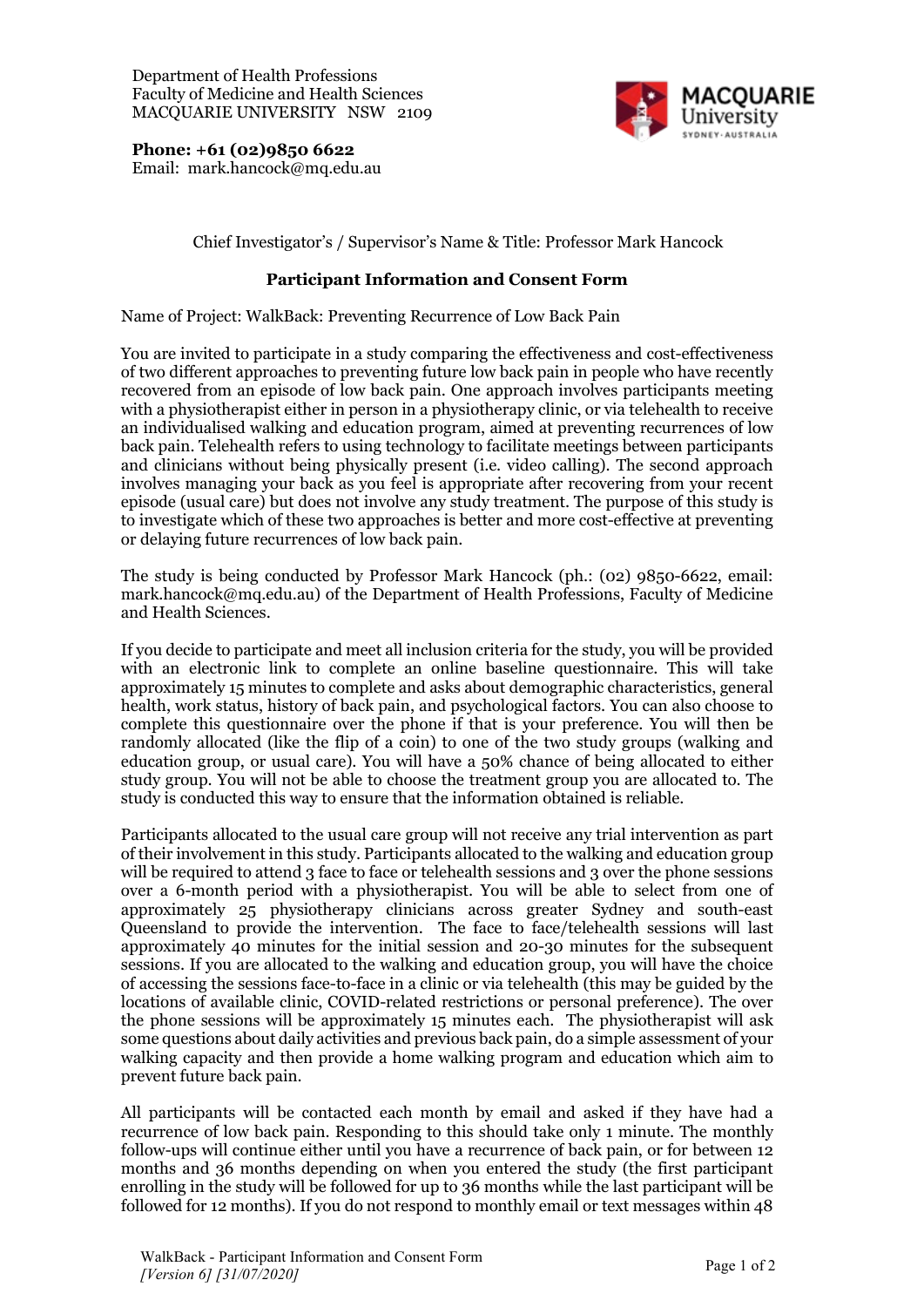Department of Health Professions
Faculty of Medicine and Health Sciences
MACQUARIE UNIVERSITY NSW 2109

**Phone: +61 (02)9850 6622**
Email: mark.hancock@mq.edu.au

Chief Investigator's / Supervisor's Name & Title: Professor Mark Hancock

## Participant Information and Consent Form

Name of Project: WalkBack: Preventing Recurrence of Low Back Pain

You are invited to participate in a study comparing the effectiveness and cost-effectiveness of two different approaches to preventing future low back pain in people who have recently recovered from an episode of low back pain. One approach involves participants meeting with a physiotherapist either in person in a physiotherapy clinic, or via telehealth to receive an individualised walking and education program, aimed at preventing recurrences of low back pain. Telehealth refers to using technology to facilitate meetings between participants and clinicians without being physically present (i.e. video calling). The second approach involves managing your back as you feel is appropriate after recovering from your recent episode (usual care) but does not involve any study treatment. The purpose of this study is to investigate which of these two approaches is better and more cost-effective at preventing or delaying future recurrences of low back pain.

The study is being conducted by Professor Mark Hancock (ph.: (02) 9850-6622, email: mark.hancock@mq.edu.au) of the Department of Health Professions, Faculty of Medicine and Health Sciences.

If you decide to participate and meet all inclusion criteria for the study, you will be provided with an electronic link to complete an online baseline questionnaire. This will take approximately 15 minutes to complete and asks about demographic characteristics, general health, work status, history of back pain, and psychological factors. You can also choose to complete this questionnaire over the phone if that is your preference. You will then be randomly allocated (like the flip of a coin) to one of the two study groups (walking and education group, or usual care). You will have a 50% chance of being allocated to either study group. You will not be able to choose the treatment group you are allocated to. The study is conducted this way to ensure that the information obtained is reliable.

Participants allocated to the usual care group will not receive any trial intervention as part of their involvement in this study. Participants allocated to the walking and education group will be required to attend 3 face to face or telehealth sessions and 3 over the phone sessions over a 6-month period with a physiotherapist. You will be able to select from one of approximately 25 physiotherapy clinicians across greater Sydney and south-east Queensland to provide the intervention. The face to face/telehealth sessions will last approximately 40 minutes for the initial session and 20-30 minutes for the subsequent sessions. If you are allocated to the walking and education group, you will have the choice of accessing the sessions face-to-face in a clinic or via telehealth (this may be guided by the locations of available clinic, COVID-related restrictions or personal preference). The over the phone sessions will be approximately 15 minutes each. The physiotherapist will ask some questions about daily activities and previous back pain, do a simple assessment of your walking capacity and then provide a home walking program and education which aim to prevent future back pain.

All participants will be contacted each month by email and asked if they have had a recurrence of low back pain. Responding to this should take only 1 minute. The monthly follow-ups will continue either until you have a recurrence of back pain, or for between 12 months and 36 months depending on when you entered the study (the first participant enrolling in the study will be followed for up to 36 months while the last participant will be followed for 12 months). If you do not respond to monthly email or text messages within 48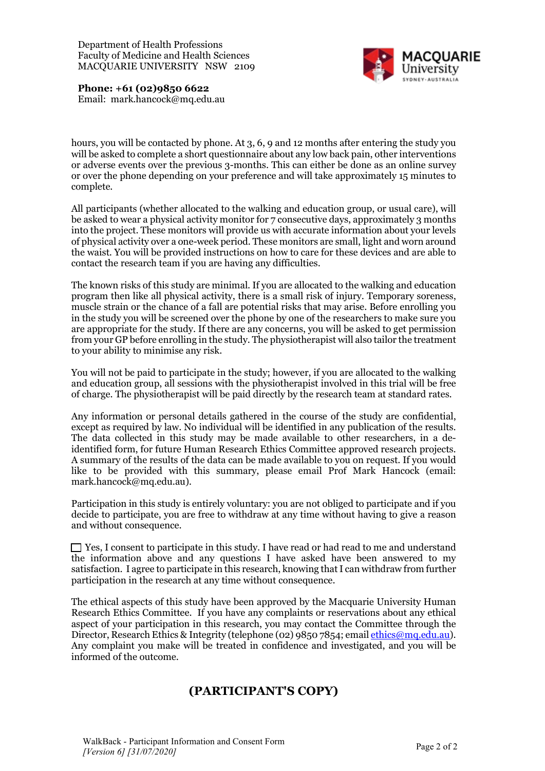Department of Health Professions
Faculty of Medicine and Health Sciences
MACQUARIE UNIVERSITY NSW 2109

**Phone: +61 (02)9850 6622**
Email: mark.hancock@mq.edu.au

hours, you will be contacted by phone. At 3, 6, 9 and 12 months after entering the study you will be asked to complete a short questionnaire about any low back pain, other interventions or adverse events over the previous 3-months. This can either be done as an online survey or over the phone depending on your preference and will take approximately 15 minutes to complete.

All participants (whether allocated to the walking and education group, or usual care), will be asked to wear a physical activity monitor for 7 consecutive days, approximately 3 months into the project. These monitors will provide us with accurate information about your levels of physical activity over a one-week period. These monitors are small, light and worn around the waist. You will be provided instructions on how to care for these devices and are able to contact the research team if you are having any difficulties.

The known risks of this study are minimal. If you are allocated to the walking and education program then like all physical activity, there is a small risk of injury. Temporary soreness, muscle strain or the chance of a fall are potential risks that may arise. Before enrolling you in the study you will be screened over the phone by one of the researchers to make sure you are appropriate for the study. If there are any concerns, you will be asked to get permission from your GP before enrolling in the study. The physiotherapist will also tailor the treatment to your ability to minimise any risk.

You will not be paid to participate in the study; however, if you are allocated to the walking and education group, all sessions with the physiotherapist involved in this trial will be free of charge. The physiotherapist will be paid directly by the research team at standard rates.

Any information or personal details gathered in the course of the study are confidential, except as required by law. No individual will be identified in any publication of the results. The data collected in this study may be made available to other researchers, in a de-identified form, for future Human Research Ethics Committee approved research projects. A summary of the results of the data can be made available to you on request. If you would like to be provided with this summary, please email Prof Mark Hancock (email: mark.hancock@mq.edu.au).

Participation in this study is entirely voluntary: you are not obliged to participate and if you decide to participate, you are free to withdraw at any time without having to give a reason and without consequence.

☐ Yes, I consent to participate in this study. I have read or had read to me and understand the information above and any questions I have asked have been answered to my satisfaction. I agree to participate in this research, knowing that I can withdraw from further participation in the research at any time without consequence.

The ethical aspects of this study have been approved by the Macquarie University Human Research Ethics Committee. If you have any complaints or reservations about any ethical aspect of your participation in this research, you may contact the Committee through the Director, Research Ethics & Integrity (telephone (02) 9850 7854; email ethics@mq.edu.au). Any complaint you make will be treated in confidence and investigated, and you will be informed of the outcome.

## (PARTICIPANT'S COPY)

WalkBack - Participant Information and Consent Form
*[Version 6] [31/07/2020]*